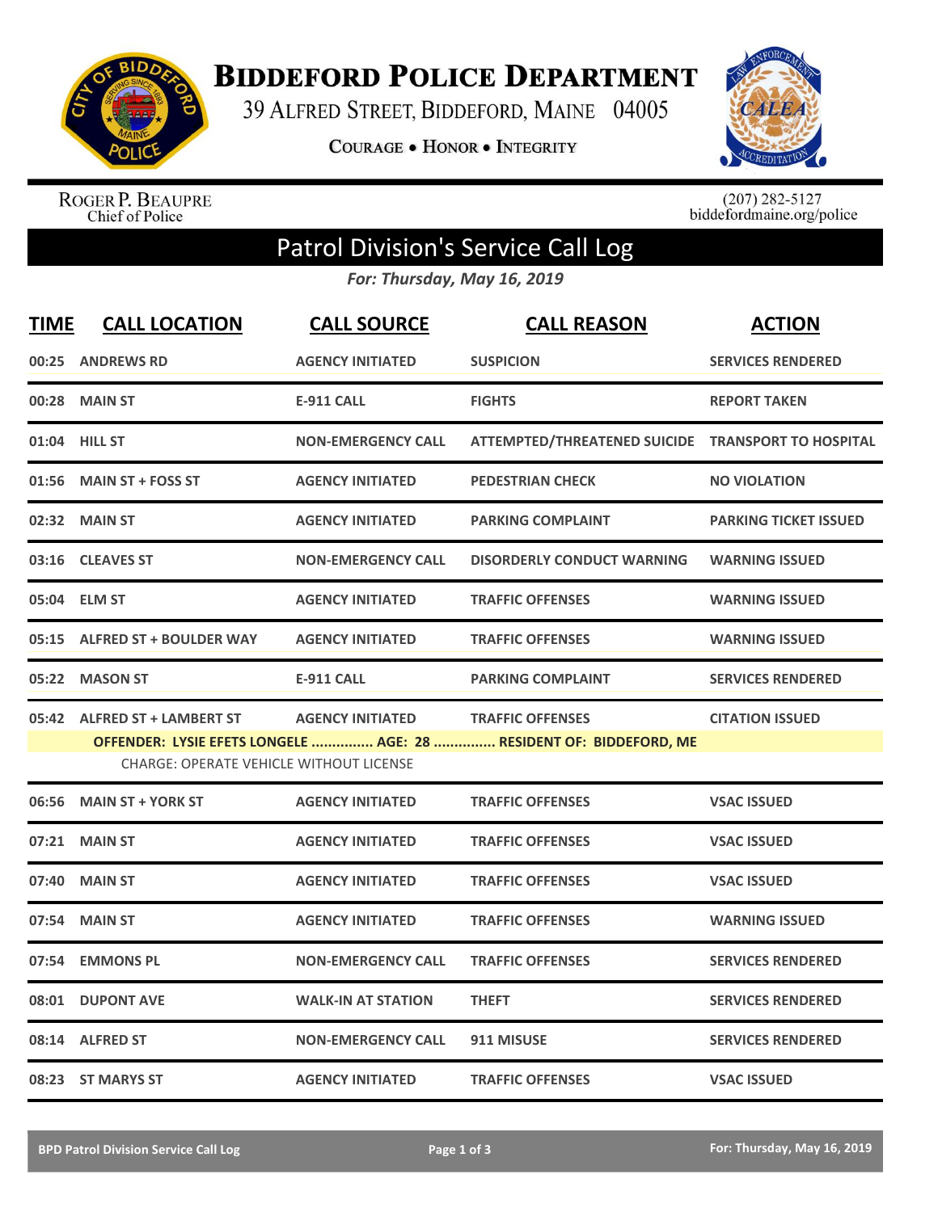# Biddeford Police Department

39 Alfred Street, Biddeford, Maine 04005

Courage • Honor • Integrity

Roger P. Beaupre
Chief of Police

(207) 282-5127
biddefordmaine.org/police

## Patrol Division's Service Call Log

*For: Thursday, May 16, 2019*

| TIME | CALL LOCATION | CALL SOURCE | CALL REASON | ACTION |
|---|---|---|---|---|
| 00:25 | ANDREWS RD | AGENCY INITIATED | SUSPICION | SERVICES RENDERED |
| 00:28 | MAIN ST | E-911 CALL | FIGHTS | REPORT TAKEN |
| 01:04 | HILL ST | NON-EMERGENCY CALL | ATTEMPTED/THREATENED SUICIDE | TRANSPORT TO HOSPITAL |
| 01:56 | MAIN ST + FOSS ST | AGENCY INITIATED | PEDESTRIAN CHECK | NO VIOLATION |
| 02:32 | MAIN ST | AGENCY INITIATED | PARKING COMPLAINT | PARKING TICKET ISSUED |
| 03:16 | CLEAVES ST | NON-EMERGENCY CALL | DISORDERLY CONDUCT WARNING | WARNING ISSUED |
| 05:04 | ELM ST | AGENCY INITIATED | TRAFFIC OFFENSES | WARNING ISSUED |
| 05:15 | ALFRED ST + BOULDER WAY | AGENCY INITIATED | TRAFFIC OFFENSES | WARNING ISSUED |
| 05:22 | MASON ST | E-911 CALL | PARKING COMPLAINT | SERVICES RENDERED |
| 05:42 | ALFRED ST + LAMBERT ST | AGENCY INITIATED | TRAFFIC OFFENSES | CITATION ISSUED |
| | OFFENDER: LYSIE EFETS LONGELE ............... AGE: 28 ............... RESIDENT OF: BIDDEFORD, ME<br>CHARGE: OPERATE VEHICLE WITHOUT LICENSE | | | |
| 06:56 | MAIN ST + YORK ST | AGENCY INITIATED | TRAFFIC OFFENSES | VSAC ISSUED |
| 07:21 | MAIN ST | AGENCY INITIATED | TRAFFIC OFFENSES | VSAC ISSUED |
| 07:40 | MAIN ST | AGENCY INITIATED | TRAFFIC OFFENSES | VSAC ISSUED |
| 07:54 | MAIN ST | AGENCY INITIATED | TRAFFIC OFFENSES | WARNING ISSUED |
| 07:54 | EMMONS PL | NON-EMERGENCY CALL | TRAFFIC OFFENSES | SERVICES RENDERED |
| 08:01 | DUPONT AVE | WALK-IN AT STATION | THEFT | SERVICES RENDERED |
| 08:14 | ALFRED ST | NON-EMERGENCY CALL | 911 MISUSE | SERVICES RENDERED |
| 08:23 | ST MARYS ST | AGENCY INITIATED | TRAFFIC OFFENSES | VSAC ISSUED |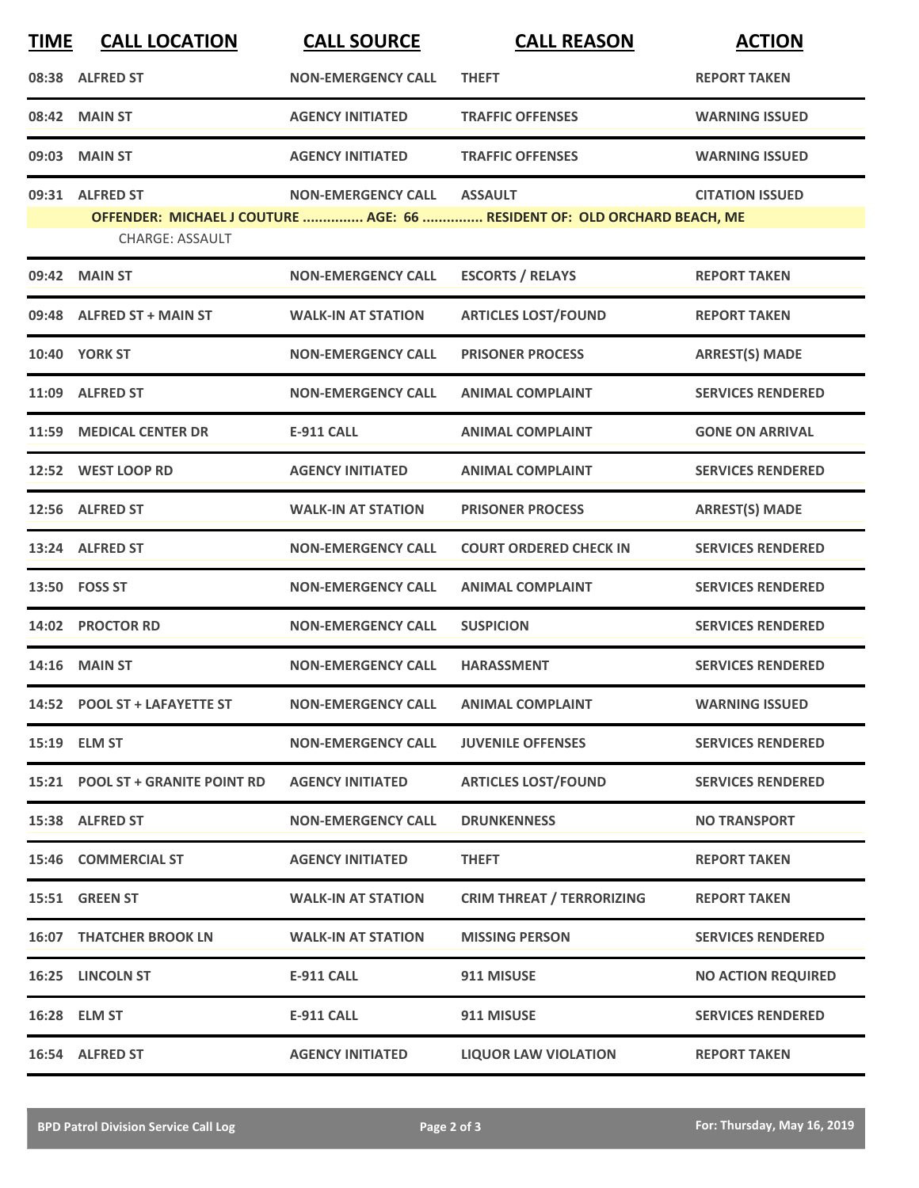| TIME | CALL LOCATION | CALL SOURCE | CALL REASON | ACTION |
| --- | --- | --- | --- | --- |
| 08:38 | ALFRED ST | NON-EMERGENCY CALL | THEFT | REPORT TAKEN |
| 08:42 | MAIN ST | AGENCY INITIATED | TRAFFIC OFFENSES | WARNING ISSUED |
| 09:03 | MAIN ST | AGENCY INITIATED | TRAFFIC OFFENSES | WARNING ISSUED |
| 09:31 | ALFRED ST | NON-EMERGENCY CALL | ASSAULT | CITATION ISSUED |
| | **OFFENDER: MICHAEL J COUTURE ............... AGE: 66 ............... RESIDENT OF: OLD ORCHARD BEACH, ME** | | | |
| | CHARGE: ASSAULT | | | |
| 09:42 | MAIN ST | NON-EMERGENCY CALL | ESCORTS / RELAYS | REPORT TAKEN |
| 09:48 | ALFRED ST + MAIN ST | WALK-IN AT STATION | ARTICLES LOST/FOUND | REPORT TAKEN |
| 10:40 | YORK ST | NON-EMERGENCY CALL | PRISONER PROCESS | ARREST(S) MADE |
| 11:09 | ALFRED ST | NON-EMERGENCY CALL | ANIMAL COMPLAINT | SERVICES RENDERED |
| 11:59 | MEDICAL CENTER DR | E-911 CALL | ANIMAL COMPLAINT | GONE ON ARRIVAL |
| 12:52 | WEST LOOP RD | AGENCY INITIATED | ANIMAL COMPLAINT | SERVICES RENDERED |
| 12:56 | ALFRED ST | WALK-IN AT STATION | PRISONER PROCESS | ARREST(S) MADE |
| 13:24 | ALFRED ST | NON-EMERGENCY CALL | COURT ORDERED CHECK IN | SERVICES RENDERED |
| 13:50 | FOSS ST | NON-EMERGENCY CALL | ANIMAL COMPLAINT | SERVICES RENDERED |
| 14:02 | PROCTOR RD | NON-EMERGENCY CALL | SUSPICION | SERVICES RENDERED |
| 14:16 | MAIN ST | NON-EMERGENCY CALL | HARASSMENT | SERVICES RENDERED |
| 14:52 | POOL ST + LAFAYETTE ST | NON-EMERGENCY CALL | ANIMAL COMPLAINT | WARNING ISSUED |
| 15:19 | ELM ST | NON-EMERGENCY CALL | JUVENILE OFFENSES | SERVICES RENDERED |
| 15:21 | POOL ST + GRANITE POINT RD | AGENCY INITIATED | ARTICLES LOST/FOUND | SERVICES RENDERED |
| 15:38 | ALFRED ST | NON-EMERGENCY CALL | DRUNKENNESS | NO TRANSPORT |
| 15:46 | COMMERCIAL ST | AGENCY INITIATED | THEFT | REPORT TAKEN |
| 15:51 | GREEN ST | WALK-IN AT STATION | CRIM THREAT / TERRORIZING | REPORT TAKEN |
| 16:07 | THATCHER BROOK LN | WALK-IN AT STATION | MISSING PERSON | SERVICES RENDERED |
| 16:25 | LINCOLN ST | E-911 CALL | 911 MISUSE | NO ACTION REQUIRED |
| 16:28 | ELM ST | E-911 CALL | 911 MISUSE | SERVICES RENDERED |
| 16:54 | ALFRED ST | AGENCY INITIATED | LIQUOR LAW VIOLATION | REPORT TAKEN |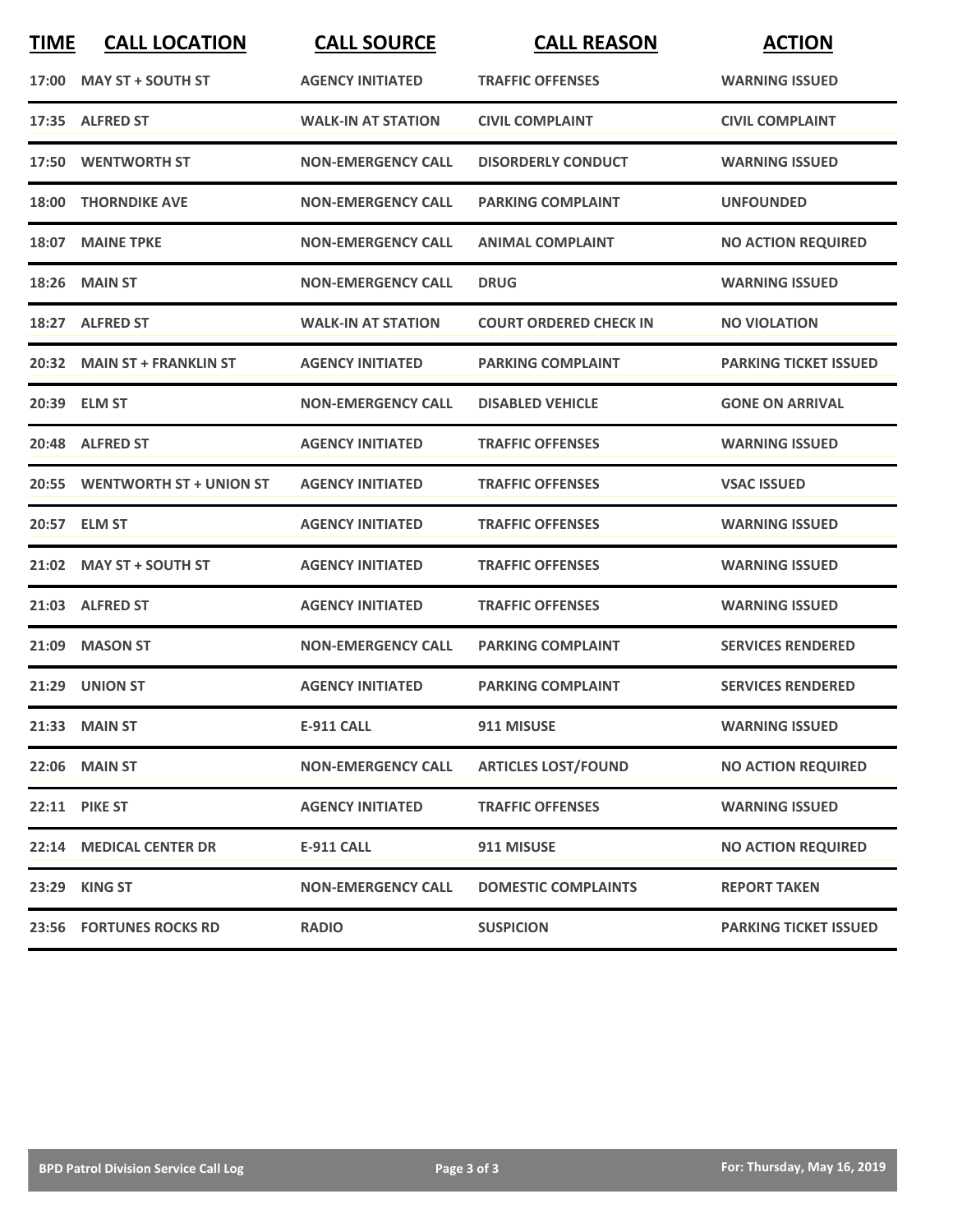| TIME | CALL LOCATION | CALL SOURCE | CALL REASON | ACTION |
| --- | --- | --- | --- | --- |
| 17:00 | MAY ST + SOUTH ST | AGENCY INITIATED | TRAFFIC OFFENSES | WARNING ISSUED |
| 17:35 | ALFRED ST | WALK-IN AT STATION | CIVIL COMPLAINT | CIVIL COMPLAINT |
| 17:50 | WENTWORTH ST | NON-EMERGENCY CALL | DISORDERLY CONDUCT | WARNING ISSUED |
| 18:00 | THORNDIKE AVE | NON-EMERGENCY CALL | PARKING COMPLAINT | UNFOUNDED |
| 18:07 | MAINE TPKE | NON-EMERGENCY CALL | ANIMAL COMPLAINT | NO ACTION REQUIRED |
| 18:26 | MAIN ST | NON-EMERGENCY CALL | DRUG | WARNING ISSUED |
| 18:27 | ALFRED ST | WALK-IN AT STATION | COURT ORDERED CHECK IN | NO VIOLATION |
| 20:32 | MAIN ST + FRANKLIN ST | AGENCY INITIATED | PARKING COMPLAINT | PARKING TICKET ISSUED |
| 20:39 | ELM ST | NON-EMERGENCY CALL | DISABLED VEHICLE | GONE ON ARRIVAL |
| 20:48 | ALFRED ST | AGENCY INITIATED | TRAFFIC OFFENSES | WARNING ISSUED |
| 20:55 | WENTWORTH ST + UNION ST | AGENCY INITIATED | TRAFFIC OFFENSES | VSAC ISSUED |
| 20:57 | ELM ST | AGENCY INITIATED | TRAFFIC OFFENSES | WARNING ISSUED |
| 21:02 | MAY ST + SOUTH ST | AGENCY INITIATED | TRAFFIC OFFENSES | WARNING ISSUED |
| 21:03 | ALFRED ST | AGENCY INITIATED | TRAFFIC OFFENSES | WARNING ISSUED |
| 21:09 | MASON ST | NON-EMERGENCY CALL | PARKING COMPLAINT | SERVICES RENDERED |
| 21:29 | UNION ST | AGENCY INITIATED | PARKING COMPLAINT | SERVICES RENDERED |
| 21:33 | MAIN ST | E-911 CALL | 911 MISUSE | WARNING ISSUED |
| 22:06 | MAIN ST | NON-EMERGENCY CALL | ARTICLES LOST/FOUND | NO ACTION REQUIRED |
| 22:11 | PIKE ST | AGENCY INITIATED | TRAFFIC OFFENSES | WARNING ISSUED |
| 22:14 | MEDICAL CENTER DR | E-911 CALL | 911 MISUSE | NO ACTION REQUIRED |
| 23:29 | KING ST | NON-EMERGENCY CALL | DOMESTIC COMPLAINTS | REPORT TAKEN |
| 23:56 | FORTUNES ROCKS RD | RADIO | SUSPICION | PARKING TICKET ISSUED |